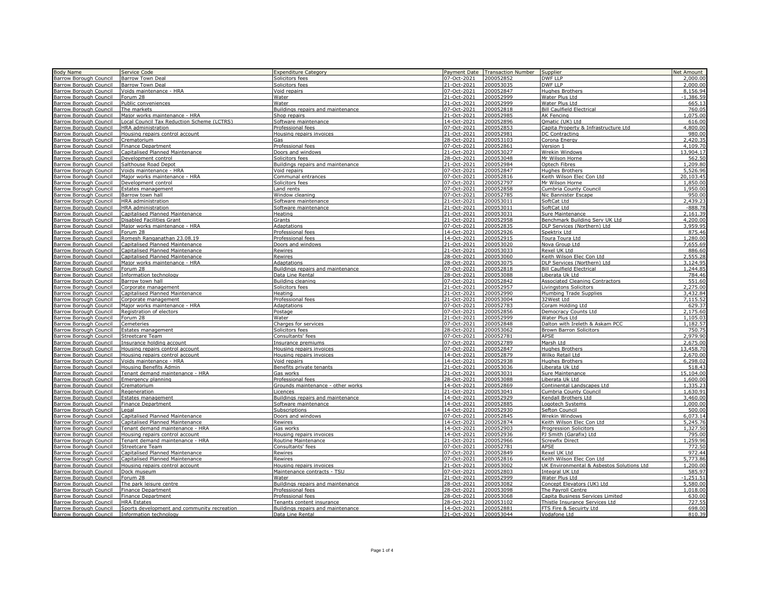| Body Name | Service Code | Expenditure Category | Payment Date | Transaction Number | Supplier | Net Amount |
|---|---|---|---|---|---|---|
| Barrow Borough Council | Barrow Town Deal | Solicitors fees | 07-Oct-2021 | 200052852 | DWF LLP | 2,000.00 |
| Barrow Borough Council | Barrow Town Deal | Solicitors fees | 21-Oct-2021 | 200053035 | DWF LLP | 2,000.00 |
| Barrow Borough Council | Voids maintenance - HRA | Void repairs | 07-Oct-2021 | 200052847 | Hughes Brothers | 8,156.94 |
| Barrow Borough Council | Forum 28 | Water | 21-Oct-2021 | 200052999 | Water Plus Ltd | -1,386.59 |
| Barrow Borough Council | Public conveniences | Water | 21-Oct-2021 | 200052999 | Water Plus Ltd | 665.13 |
| Barrow Borough Council | The markets | Buildings repairs and maintenance | 07-Oct-2021 | 200052818 | Bill Caulfield Electrical | 760.05 |
| Barrow Borough Council | Major works maintenance - HRA | Shop repairs | 21-Oct-2021 | 200052985 | AK Fencing | 1,075.00 |
| Barrow Borough Council | Local Council Tax Reduction Scheme (LCTRS) | Software maintenance | 14-Oct-2021 | 200052896 | Qmatic (UK) Ltd | 616.00 |
| Barrow Borough Council | HRA administration | Professional fees | 07-Oct-2021 | 200052853 | Capita Property & Infrastructure Ltd | 4,800.00 |
| Barrow Borough Council | Housing repairs control account | Housing repairs invoices | 21-Oct-2021 | 200052981 | DC Contracting | 980.00 |
| Barrow Borough Council | Crematorium | Gas | 28-Oct-2021 | 200053103 | Corona Energy | 2,420.35 |
| Barrow Borough Council | Finance Department | Professional fees | 07-Oct-2021 | 200052861 | Version 1 | 4,109.70 |
| Barrow Borough Council | Capitalised Planned Maintenance | Doors and windows | 21-Oct-2021 | 200053027 | Wrekin Windows | 13,904.17 |
| Barrow Borough Council | Development control | Solicitors fees | 28-Oct-2021 | 200053048 | Mr Wilson Horne | 562.50 |
| Barrow Borough Council | Salthouse Road Depot | Buildings repairs and maintenance | 21-Oct-2021 | 200052984 | Optech Fibres | 1,209.80 |
| Barrow Borough Council | Voids maintenance - HRA | Void repairs | 07-Oct-2021 | 200052847 | Hughes Brothers | 5,526.96 |
| Barrow Borough Council | Major works maintenance - HRA | Communal entrances | 07-Oct-2021 | 200052816 | Keith Wilson Elec Con Ltd | 20,103.45 |
| Barrow Borough Council | Development control | Solicitors fees | 07-Oct-2021 | 200052797 | Mr Wilson Horne | 1,850.00 |
| Barrow Borough Council | Estates management | Land rents | 07-Oct-2021 | 200052858 | Cumbria County Council | 1,950.00 |
| Barrow Borough Council | Barrow town hall | Window cleaning | 07-Oct-2021 | 200052785 | Nic Bannister Escape | 950.00 |
| Barrow Borough Council | HRA administration | Software maintenance | 21-Oct-2021 | 200053011 | SoftCat Ltd | 2,439.23 |
| Barrow Borough Council | HRA administration | Software maintenance | 21-Oct-2021 | 200053011 | SoftCat Ltd | -888.78 |
| Barrow Borough Council | Capitalised Planned Maintenance | Heating | 21-Oct-2021 | 200053031 | Sure Maintenance | 2,161.39 |
| Barrow Borough Council | Disabled Facilities Grant | Grants | 21-Oct-2021 | 200052958 | Benchmark Building Serv UK Ltd | 4,200.00 |
| Barrow Borough Council | Major works maintenance - HRA | Adaptations | 07-Oct-2021 | 200052835 | DLP Services (Northern) Ltd | 3,959.95 |
| Barrow Borough Council | Forum 28 | Professional fees | 14-Oct-2021 | 200052926 | Spektrix Ltd | 875.46 |
| Barrow Borough Council | Romesh Ranganathan 23.08.19 | Professional fees | 14-Oct-2021 | 200052915 | Toura Toura Ltd | 1,280.00 |
| Barrow Borough Council | Capitalised Planned Maintenance | Doors and windows | 21-Oct-2021 | 200053020 | Nova Group Ltd | 7,655.69 |
| Barrow Borough Council | Capitalised Planned Maintenance | Rewires | 21-Oct-2021 | 200053033 | Rexel UK Ltd | 886.60 |
| Barrow Borough Council | Capitalised Planned Maintenance | Rewires | 28-Oct-2021 | 200053060 | Keith Wilson Elec Con Ltd | 2,555.28 |
| Barrow Borough Council | Major works maintenance - HRA | Adaptations | 28-Oct-2021 | 200053075 | DLP Services (Northern) Ltd | 3,124.95 |
| Barrow Borough Council | Forum 28 | Buildings repairs and maintenance | 07-Oct-2021 | 200052818 | Bill Caulfield Electrical | 1,244.85 |
| Barrow Borough Council | Information technology | Data Line Rental | 28-Oct-2021 | 200053088 | Liberata Uk Ltd | 784.46 |
| Barrow Borough Council | Barrow town hall | Building cleaning | 07-Oct-2021 | 200052842 | Associated Cleaning Contractors | 551.60 |
| Barrow Borough Council | Corporate management | Solicitors fees | 21-Oct-2021 | 200052957 | Livingstons Solicitors | 2,275.00 |
| Barrow Borough Council | Capitalised Planned Maintenance | Heating | 21-Oct-2021 | 200052990 | Plumbing Trade Supplies | 3,432.84 |
| Barrow Borough Council | Corporate management | Professional fees | 21-Oct-2021 | 200053004 | 32West Ltd | 7,115.52 |
| Barrow Borough Council | Major works maintenance - HRA | Adaptations | 07-Oct-2021 | 200052783 | Coram Holding Ltd | 629.37 |
| Barrow Borough Council | Registration of electors | Postage | 07-Oct-2021 | 200052856 | Democracy Counts Ltd | 2,175.60 |
| Barrow Borough Council | Forum 28 | Water | 21-Oct-2021 | 200052999 | Water Plus Ltd | 1,105.03 |
| Barrow Borough Council | Cemeteries | Charges for services | 07-Oct-2021 | 200052848 | Dalton with Ireleth & Askam PCC | 1,182.57 |
| Barrow Borough Council | Estates management | Solicitors fees | 28-Oct-2021 | 200053062 | Brown Barron Solicitors | 750.75 |
| Barrow Borough Council | Streetcare Team | Consultants' fees | 07-Oct-2021 | 200052781 | APSE | 2,979.90 |
| Barrow Borough Council | Insurance holding account | Insurance premiums | 07-Oct-2021 | 200052789 | Marsh Ltd | 2,675.00 |
| Barrow Borough Council | Housing repairs control account | Housing repairs invoices | 07-Oct-2021 | 200052847 | Hughes Brothers | 13,458.70 |
| Barrow Borough Council | Housing repairs control account | Housing repairs invoices | 14-Oct-2021 | 200052879 | Wilko Retail Ltd | 2,670.00 |
| Barrow Borough Council | Voids maintenance - HRA | Void repairs | 14-Oct-2021 | 200052938 | Hughes Brothers | 6,298.02 |
| Barrow Borough Council | Housing Benefits Admin | Benefits private tenants | 21-Oct-2021 | 200053036 | Liberata Uk Ltd | 518.43 |
| Barrow Borough Council | Tenant demand maintenance - HRA | Gas works | 21-Oct-2021 | 200053031 | Sure Maintenance | 15,104.00 |
| Barrow Borough Council | Emergency planning | Professional fees | 28-Oct-2021 | 200053088 | Liberata Uk Ltd | 1,600.00 |
| Barrow Borough Council | Crematorium | Grounds maintenance - other works | 14-Oct-2021 | 200052869 | Continental Landscapes Ltd | 1,335.23 |
| Barrow Borough Council | Regeneration | Licences | 21-Oct-2021 | 200053041 | Cumbria County Council | 1,630.91 |
| Barrow Borough Council | Estates management | Buildings repairs and maintenance | 14-Oct-2021 | 200052929 | Kendall Brothers Ltd | 3,460.00 |
| Barrow Borough Council | Finance Department | Software maintenance | 14-Oct-2021 | 200052885 | Logotech Systems | 1,000.00 |
| Barrow Borough Council | Legal | Subscriptions | 14-Oct-2021 | 200052930 | Sefton Council | 500.00 |
| Barrow Borough Council | Capitalised Planned Maintenance | Doors and windows | 07-Oct-2021 | 200052845 | Wrekin Windows | 6,073.14 |
| Barrow Borough Council | Capitalised Planned Maintenance | Rewires | 14-Oct-2021 | 200052874 | Keith Wilson Elec Con Ltd | 5,245.76 |
| Barrow Borough Council | Tenant demand maintenance - HRA | Gas works | 14-Oct-2021 | 200052903 | Progression Solicitors | 1,327.50 |
| Barrow Borough Council | Housing repairs control account | Housing repairs invoices | 14-Oct-2021 | 200052936 | PJ Smith (Garafix) Ltd | 795.00 |
| Barrow Borough Council | Tenant demand maintenance - HRA | Routine Maintenance | 21-Oct-2021 | 200052966 | Screwfix Direct | 1,259.96 |
| Barrow Borough Council | Streetcare Team | Consultants' fees | 07-Oct-2021 | 200052781 | APSE | 772.50 |
| Barrow Borough Council | Capitalised Planned Maintenance | Rewires | 07-Oct-2021 | 200052849 | Rexel UK Ltd | 972.44 |
| Barrow Borough Council | Capitalised Planned Maintenance | Rewires | 07-Oct-2021 | 200052816 | Keith Wilson Elec Con Ltd | 5,773.86 |
| Barrow Borough Council | Housing repairs control account | Housing repairs invoices | 21-Oct-2021 | 200053002 | UK Environmental & Asbestos Solutions Ltd | 1,200.00 |
| Barrow Borough Council | Dock museum | Maintenance contracts - TSU | 07-Oct-2021 | 200052803 | Integral UK Ltd | 585.97 |
| Barrow Borough Council | Forum 28 | Water | 21-Oct-2021 | 200052999 | Water Plus Ltd | -1,251.51 |
| Barrow Borough Council | The park leisure centre | Buildings repairs and maintenance | 28-Oct-2021 | 200053082 | Concept Elevators (UK) Ltd | 5,580.00 |
| Barrow Borough Council | Finance Department | Professional fees | 28-Oct-2021 | 200053098 | The Payroll Centre | 1,018.00 |
| Barrow Borough Council | Finance Department | Professional fees | 28-Oct-2021 | 200053068 | Capita Business Services Limited | 630.00 |
| Barrow Borough Council | HRA Estates | Tenants content insurance | 28-Oct-2021 | 200053102 | Thistle Insurance Services Ltd | 727.55 |
| Barrow Borough Council | Sports development and community recreation | Buildings repairs and maintenance | 14-Oct-2021 | 200052881 | FTS Fire & Secuirty Ltd | 698.00 |
| Barrow Borough Council | Information technology | Data Line Rental | 21-Oct-2021 | 200053044 | Vodafone Ltd | 810.39 |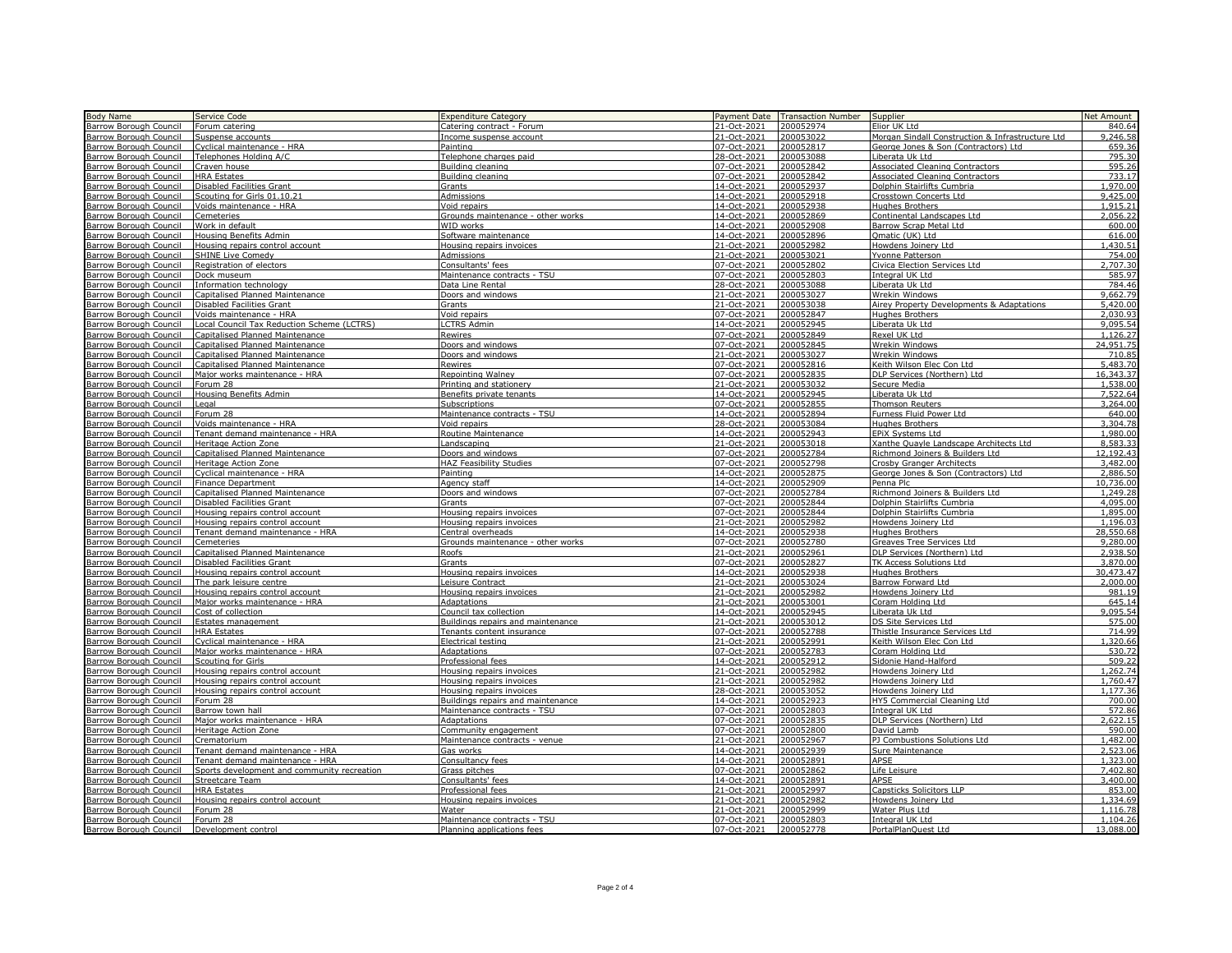| Body Name | Service Code | Expenditure Category | Payment Date | Transaction Number | Supplier | Net Amount |
|---|---|---|---|---|---|---|
| Barrow Borough Council | Forum catering | Catering contract - Forum | 21-Oct-2021 | 200052974 | Elior UK Ltd | 840.64 |
| Barrow Borough Council | Suspense accounts | Income suspense account | 21-Oct-2021 | 200053022 | Morgan Sindall Construction & Infrastructure Ltd | 9,246.58 |
| Barrow Borough Council | Cyclical maintenance - HRA | Painting | 07-Oct-2021 | 200052817 | George Jones & Son (Contractors) Ltd | 659.36 |
| Barrow Borough Council | Telephones Holding A/C | Telephone charges paid | 28-Oct-2021 | 200053088 | Liberata Uk Ltd | 795.30 |
| Barrow Borough Council | Craven house | Building cleaning | 07-Oct-2021 | 200052842 | Associated Cleaning Contractors | 595.26 |
| Barrow Borough Council | HRA Estates | Building cleaning | 07-Oct-2021 | 200052842 | Associated Cleaning Contractors | 733.17 |
| Barrow Borough Council | Disabled Facilities Grant | Grants | 14-Oct-2021 | 200052937 | Dolphin Stairlifts Cumbria | 1,970.00 |
| Barrow Borough Council | Scouting for Girls 01.10.21 | Admissions | 14-Oct-2021 | 200052918 | Crosstown Concerts Ltd | 9,425.00 |
| Barrow Borough Council | Voids maintenance - HRA | Void repairs | 14-Oct-2021 | 200052938 | Hughes Brothers | 1,915.21 |
| Barrow Borough Council | Cemeteries | Grounds maintenance - other works | 14-Oct-2021 | 200052869 | Continental Landscapes Ltd | 2,056.22 |
| Barrow Borough Council | Work in default | WID works | 14-Oct-2021 | 200052908 | Barrow Scrap Metal Ltd | 600.00 |
| Barrow Borough Council | Housing Benefits Admin | Software maintenance | 14-Oct-2021 | 200052896 | Qmatic (UK) Ltd | 616.00 |
| Barrow Borough Council | Housing repairs control account | Housing repairs invoices | 21-Oct-2021 | 200052982 | Howdens Joinery Ltd | 1,430.51 |
| Barrow Borough Council | SHINE Live Comedy | Admissions | 21-Oct-2021 | 200053021 | Yvonne Patterson | 754.00 |
| Barrow Borough Council | Registration of electors | Consultants' fees | 07-Oct-2021 | 200052802 | Civica Election Services Ltd | 2,707.30 |
| Barrow Borough Council | Dock museum | Maintenance contracts - TSU | 07-Oct-2021 | 200052803 | Integral UK Ltd | 585.97 |
| Barrow Borough Council | Information technology | Data Line Rental | 28-Oct-2021 | 200053088 | Liberata Uk Ltd | 784.46 |
| Barrow Borough Council | Capitalised Planned Maintenance | Doors and windows | 21-Oct-2021 | 200053027 | Wrekin Windows | 9,662.79 |
| Barrow Borough Council | Disabled Facilities Grant | Grants | 21-Oct-2021 | 200053038 | Airey Property Developments & Adaptations | 5,420.00 |
| Barrow Borough Council | Voids maintenance - HRA | Void repairs | 07-Oct-2021 | 200052847 | Hughes Brothers | 2,030.93 |
| Barrow Borough Council | Local Council Tax Reduction Scheme (LCTRS) | LCTRS Admin | 14-Oct-2021 | 200052945 | Liberata Uk Ltd | 9,095.54 |
| Barrow Borough Council | Capitalised Planned Maintenance | Rewires | 07-Oct-2021 | 200052849 | Rexel UK Ltd | 1,126.27 |
| Barrow Borough Council | Capitalised Planned Maintenance | Doors and windows | 07-Oct-2021 | 200052845 | Wrekin Windows | 24,951.75 |
| Barrow Borough Council | Capitalised Planned Maintenance | Doors and windows | 21-Oct-2021 | 200053027 | Wrekin Windows | 710.85 |
| Barrow Borough Council | Capitalised Planned Maintenance | Rewires | 07-Oct-2021 | 200052816 | Keith Wilson Elec Con Ltd | 5,483.70 |
| Barrow Borough Council | Major works maintenance - HRA | Repointing Walney | 07-Oct-2021 | 200052835 | DLP Services (Northern) Ltd | 16,343.37 |
| Barrow Borough Council | Forum 28 | Printing and stationery | 21-Oct-2021 | 200053032 | Secure Media | 1,538.00 |
| Barrow Borough Council | Housing Benefits Admin | Benefits private tenants | 14-Oct-2021 | 200052945 | Liberata Uk Ltd | 7,522.64 |
| Barrow Borough Council | Legal | Subscriptions | 07-Oct-2021 | 200052855 | Thomson Reuters | 3,264.00 |
| Barrow Borough Council | Forum 28 | Maintenance contracts - TSU | 14-Oct-2021 | 200052894 | Furness Fluid Power Ltd | 640.00 |
| Barrow Borough Council | Voids maintenance - HRA | Void repairs | 28-Oct-2021 | 200053084 | Hughes Brothers | 3,304.78 |
| Barrow Borough Council | Tenant demand maintenance - HRA | Routine Maintenance | 14-Oct-2021 | 200052943 | EPiX Systems Ltd | 1,980.00 |
| Barrow Borough Council | Heritage Action Zone | Landscaping | 21-Oct-2021 | 200053018 | Xanthe Quayle Landscape Architects Ltd | 8,583.33 |
| Barrow Borough Council | Capitalised Planned Maintenance | Doors and windows | 07-Oct-2021 | 200052784 | Richmond Joiners & Builders Ltd | 12,192.43 |
| Barrow Borough Council | Heritage Action Zone | HAZ Feasibility Studies | 07-Oct-2021 | 200052798 | Crosby Granger Architects | 3,482.00 |
| Barrow Borough Council | Cyclical maintenance - HRA | Painting | 14-Oct-2021 | 200052875 | George Jones & Son (Contractors) Ltd | 2,886.50 |
| Barrow Borough Council | Finance Department | Agency staff | 14-Oct-2021 | 200052909 | Penna Plc | 10,736.00 |
| Barrow Borough Council | Capitalised Planned Maintenance | Doors and windows | 07-Oct-2021 | 200052784 | Richmond Joiners & Builders Ltd | 1,249.28 |
| Barrow Borough Council | Disabled Facilities Grant | Grants | 07-Oct-2021 | 200052844 | Dolphin Stairlifts Cumbria | 4,095.00 |
| Barrow Borough Council | Housing repairs control account | Housing repairs invoices | 07-Oct-2021 | 200052844 | Dolphin Stairlifts Cumbria | 1,895.00 |
| Barrow Borough Council | Housing repairs control account | Housing repairs invoices | 21-Oct-2021 | 200052982 | Howdens Joinery Ltd | 1,196.03 |
| Barrow Borough Council | Tenant demand maintenance - HRA | Central overheads | 14-Oct-2021 | 200052938 | Hughes Brothers | 28,550.68 |
| Barrow Borough Council | Cemeteries | Grounds maintenance - other works | 07-Oct-2021 | 200052780 | Greaves Tree Services Ltd | 9,280.00 |
| Barrow Borough Council | Capitalised Planned Maintenance | Roofs | 21-Oct-2021 | 200052961 | DLP Services (Northern) Ltd | 2,938.50 |
| Barrow Borough Council | Disabled Facilities Grant | Grants | 07-Oct-2021 | 200052827 | TK Access Solutions Ltd | 3,870.00 |
| Barrow Borough Council | Housing repairs control account | Housing repairs invoices | 14-Oct-2021 | 200052938 | Hughes Brothers | 30,473.47 |
| Barrow Borough Council | The park leisure centre | Leisure Contract | 21-Oct-2021 | 200053024 | Barrow Forward Ltd | 2,000.00 |
| Barrow Borough Council | Housing repairs control account | Housing repairs invoices | 21-Oct-2021 | 200052982 | Howdens Joinery Ltd | 981.19 |
| Barrow Borough Council | Major works maintenance - HRA | Adaptations | 21-Oct-2021 | 200053001 | Coram Holding Ltd | 645.14 |
| Barrow Borough Council | Cost of collection | Council tax collection | 14-Oct-2021 | 200052945 | Liberata Uk Ltd | 9,095.54 |
| Barrow Borough Council | Estates management | Buildings repairs and maintenance | 21-Oct-2021 | 200053012 | DS Site Services Ltd | 575.00 |
| Barrow Borough Council | HRA Estates | Tenants content insurance | 07-Oct-2021 | 200052788 | Thistle Insurance Services Ltd | 714.99 |
| Barrow Borough Council | Cyclical maintenance - HRA | Electrical testing | 21-Oct-2021 | 200052991 | Keith Wilson Elec Con Ltd | 1,320.66 |
| Barrow Borough Council | Major works maintenance - HRA | Adaptations | 07-Oct-2021 | 200052783 | Coram Holding Ltd | 530.72 |
| Barrow Borough Council | Scouting for Girls | Professional fees | 14-Oct-2021 | 200052912 | Sidonie Hand-Halford | 509.22 |
| Barrow Borough Council | Housing repairs control account | Housing repairs invoices | 21-Oct-2021 | 200052982 | Howdens Joinery Ltd | 1,262.74 |
| Barrow Borough Council | Housing repairs control account | Housing repairs invoices | 21-Oct-2021 | 200052982 | Howdens Joinery Ltd | 1,760.47 |
| Barrow Borough Council | Housing repairs control account | Housing repairs invoices | 28-Oct-2021 | 200053052 | Howdens Joinery Ltd | 1,177.36 |
| Barrow Borough Council | Forum 28 | Buildings repairs and maintenance | 14-Oct-2021 | 200052923 | HY5 Commercial Cleaning Ltd | 700.00 |
| Barrow Borough Council | Barrow town hall | Maintenance contracts - TSU | 07-Oct-2021 | 200052803 | Integral UK Ltd | 572.86 |
| Barrow Borough Council | Major works maintenance - HRA | Adaptations | 07-Oct-2021 | 200052835 | DLP Services (Northern) Ltd | 2,622.15 |
| Barrow Borough Council | Heritage Action Zone | Community engagement | 07-Oct-2021 | 200052800 | David Lamb | 590.00 |
| Barrow Borough Council | Crematorium | Maintenance contracts - venue | 21-Oct-2021 | 200052967 | PJ Combustions Solutions Ltd | 1,482.00 |
| Barrow Borough Council | Tenant demand maintenance - HRA | Gas works | 14-Oct-2021 | 200052939 | Sure Maintenance | 2,523.06 |
| Barrow Borough Council | Tenant demand maintenance - HRA | Consultancy fees | 14-Oct-2021 | 200052891 | APSE | 1,323.00 |
| Barrow Borough Council | Sports development and community recreation | Grass pitches | 07-Oct-2021 | 200052862 | Life Leisure | 7,402.80 |
| Barrow Borough Council | Streetcare Team | Consultants' fees | 14-Oct-2021 | 200052891 | APSE | 3,400.00 |
| Barrow Borough Council | HRA Estates | Professional fees | 21-Oct-2021 | 200052997 | Capsticks Solicitors LLP | 853.00 |
| Barrow Borough Council | Housing repairs control account | Housing repairs invoices | 21-Oct-2021 | 200052982 | Howdens Joinery Ltd | 1,334.69 |
| Barrow Borough Council | Forum 28 | Water | 21-Oct-2021 | 200052999 | Water Plus Ltd | 1,116.78 |
| Barrow Borough Council | Forum 28 | Maintenance contracts - TSU | 07-Oct-2021 | 200052803 | Integral UK Ltd | 1,104.26 |
| Barrow Borough Council | Development control | Planning applications fees | 07-Oct-2021 | 200052778 | PortalPlanQuest Ltd | 13,088.00 |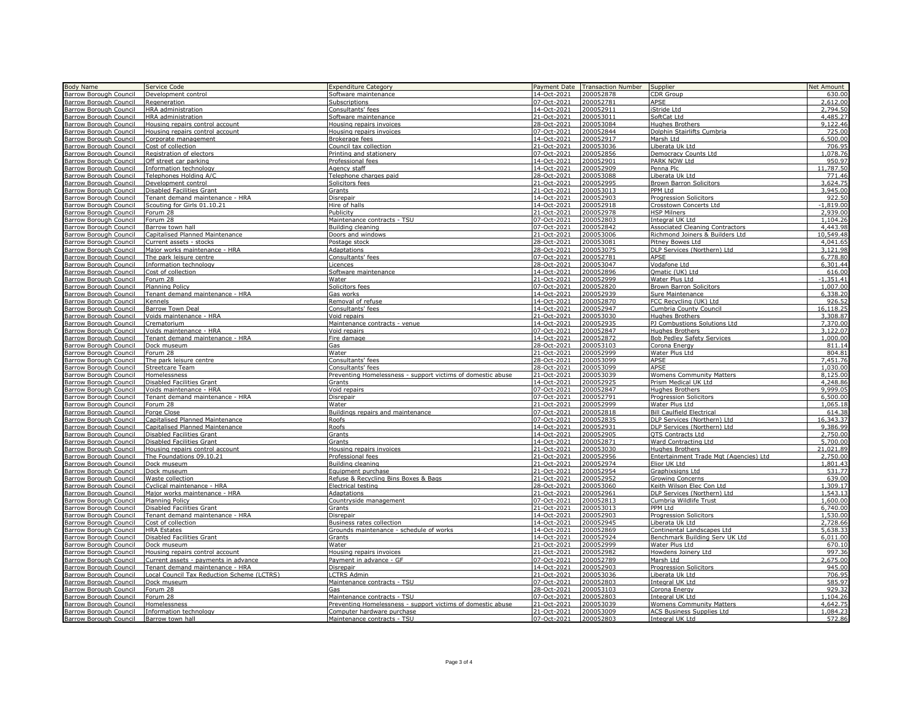| Body Name | Service Code | Expenditure Category | Payment Date | Transaction Number | Supplier | Net Amount |
|---|---|---|---|---|---|---|
| Barrow Borough Council | Development control | Software maintenance | 14-Oct-2021 | 200052878 | CDR Group | 630.00 |
| Barrow Borough Council | Regeneration | Subscriptions | 07-Oct-2021 | 200052781 | APSE | 2,612.00 |
| Barrow Borough Council | HRA administration | Consultants' fees | 14-Oct-2021 | 200052911 | iStride Ltd | 2,794.50 |
| Barrow Borough Council | HRA administration | Software maintenance | 21-Oct-2021 | 200053011 | SoftCat Ltd | 4,485.27 |
| Barrow Borough Council | Housing repairs control account | Housing repairs invoices | 28-Oct-2021 | 200053084 | Hughes Brothers | 9,122.46 |
| Barrow Borough Council | Housing repairs control account | Housing repairs invoices | 07-Oct-2021 | 200052844 | Dolphin Stairlifts Cumbria | 725.00 |
| Barrow Borough Council | Corporate management | Brokerage fees | 14-Oct-2021 | 200052917 | Marsh Ltd | 6,500.00 |
| Barrow Borough Council | Cost of collection | Council tax collection | 21-Oct-2021 | 200053036 | Liberata Uk Ltd | 706.95 |
| Barrow Borough Council | Registration of electors | Printing and stationery | 07-Oct-2021 | 200052856 | Democracy Counts Ltd | 1,078.76 |
| Barrow Borough Council | Off street car parking | Professional fees | 14-Oct-2021 | 200052901 | PARK NOW Ltd | 950.97 |
| Barrow Borough Council | Information technology | Agency staff | 14-Oct-2021 | 200052909 | Penna Plc | 11,787.50 |
| Barrow Borough Council | Telephones Holding A/C | Telephone charges paid | 28-Oct-2021 | 200053088 | Liberata Uk Ltd | 771.46 |
| Barrow Borough Council | Development control | Solicitors fees | 21-Oct-2021 | 200052995 | Brown Barron Solicitors | 3,624.75 |
| Barrow Borough Council | Disabled Facilities Grant | Grants | 21-Oct-2021 | 200053013 | PPM Ltd | 3,945.00 |
| Barrow Borough Council | Tenant demand maintenance - HRA | Disrepair | 14-Oct-2021 | 200052903 | Progression Solicitors | 922.50 |
| Barrow Borough Council | Scouting for Girls 01.10.21 | Hire of halls | 14-Oct-2021 | 200052918 | Crosstown Concerts Ltd | -1,819.00 |
| Barrow Borough Council | Forum 28 | Publicity | 21-Oct-2021 | 200052978 | HSP Milners | 2,939.00 |
| Barrow Borough Council | Forum 28 | Maintenance contracts - TSU | 07-Oct-2021 | 200052803 | Integral UK Ltd | 1,104.26 |
| Barrow Borough Council | Barrow town hall | Building cleaning | 07-Oct-2021 | 200052842 | Associated Cleaning Contractors | 4,443.98 |
| Barrow Borough Council | Capitalised Planned Maintenance | Doors and windows | 21-Oct-2021 | 200053006 | Richmond Joiners & Builders Ltd | 10,549.48 |
| Barrow Borough Council | Current assets - stocks | Postage stock | 28-Oct-2021 | 200053081 | Pitney Bowes Ltd | 4,041.65 |
| Barrow Borough Council | Major works maintenance - HRA | Adaptations | 28-Oct-2021 | 200053075 | DLP Services (Northern) Ltd | 3,121.98 |
| Barrow Borough Council | The park leisure centre | Consultants' fees | 07-Oct-2021 | 200052781 | APSE | 6,778.80 |
| Barrow Borough Council | Information technology | Licences | 28-Oct-2021 | 200053047 | Vodafone Ltd | 6,301.44 |
| Barrow Borough Council | Cost of collection | Software maintenance | 14-Oct-2021 | 200052896 | Qmatic (UK) Ltd | 616.00 |
| Barrow Borough Council | Forum 28 | Water | 21-Oct-2021 | 200052999 | Water Plus Ltd | -1,351.41 |
| Barrow Borough Council | Planning Policy | Solicitors fees | 07-Oct-2021 | 200052820 | Brown Barron Solicitors | 1,007.00 |
| Barrow Borough Council | Tenant demand maintenance - HRA | Gas works | 14-Oct-2021 | 200052939 | Sure Maintenance | 6,338.20 |
| Barrow Borough Council | Kennels | Removal of refuse | 14-Oct-2021 | 200052870 | FCC Recycling (UK) Ltd | 926.52 |
| Barrow Borough Council | Barrow Town Deal | Consultants' fees | 14-Oct-2021 | 200052947 | Cumbria County Council | 16,118.25 |
| Barrow Borough Council | Voids maintenance - HRA | Void repairs | 21-Oct-2021 | 200053030 | Hughes Brothers | 3,308.87 |
| Barrow Borough Council | Crematorium | Maintenance contracts - venue | 14-Oct-2021 | 200052935 | PJ Combustions Solutions Ltd | 7,370.00 |
| Barrow Borough Council | Voids maintenance - HRA | Void repairs | 07-Oct-2021 | 200052847 | Hughes Brothers | 3,122.07 |
| Barrow Borough Council | Tenant demand maintenance - HRA | Fire damage | 14-Oct-2021 | 200052872 | Bob Pedley Safety Services | 1,000.00 |
| Barrow Borough Council | Dock museum | Gas | 28-Oct-2021 | 200053103 | Corona Energy | 811.14 |
| Barrow Borough Council | Forum 28 | Water | 21-Oct-2021 | 200052999 | Water Plus Ltd | 804.81 |
| Barrow Borough Council | The park leisure centre | Consultants' fees | 28-Oct-2021 | 200053099 | APSE | 7,451.76 |
| Barrow Borough Council | Streetcare Team | Consultants' fees | 28-Oct-2021 | 200053099 | APSE | 1,030.00 |
| Barrow Borough Council | Homelessness | Preventing Homelessness - support victims of domestic abuse | 21-Oct-2021 | 200053039 | Womens Community Matters | 8,125.00 |
| Barrow Borough Council | Disabled Facilities Grant | Grants | 14-Oct-2021 | 200052925 | Prism Medical UK Ltd | 4,248.86 |
| Barrow Borough Council | Voids maintenance - HRA | Void repairs | 07-Oct-2021 | 200052847 | Hughes Brothers | 9,999.05 |
| Barrow Borough Council | Tenant demand maintenance - HRA | Disrepair | 07-Oct-2021 | 200052791 | Progression Solicitors | 6,500.00 |
| Barrow Borough Council | Forum 28 | Water | 21-Oct-2021 | 200052999 | Water Plus Ltd | 1,065.18 |
| Barrow Borough Council | Forge Close | Buildings repairs and maintenance | 07-Oct-2021 | 200052818 | Bill Caulfield Electrical | 614.38 |
| Barrow Borough Council | Capitalised Planned Maintenance | Roofs | 07-Oct-2021 | 200052835 | DLP Services (Northern) Ltd | 16,343.37 |
| Barrow Borough Council | Capitalised Planned Maintenance | Roofs | 14-Oct-2021 | 200052931 | DLP Services (Northern) Ltd | 9,386.99 |
| Barrow Borough Council | Disabled Facilities Grant | Grants | 14-Oct-2021 | 200052905 | QTS Contracts Ltd | 2,750.00 |
| Barrow Borough Council | Disabled Facilities Grant | Grants | 14-Oct-2021 | 200052871 | Ward Contracting Ltd | 5,700.00 |
| Barrow Borough Council | Housing repairs control account | Housing repairs invoices | 21-Oct-2021 | 200053030 | Hughes Brothers | 21,021.89 |
| Barrow Borough Council | The Foundations 09.10.21 | Professional fees | 21-Oct-2021 | 200052956 | Entertainment Trade Mgt (Agencies) Ltd | 2,750.00 |
| Barrow Borough Council | Dock museum | Building cleaning | 21-Oct-2021 | 200052974 | Elior UK Ltd | 1,801.43 |
| Barrow Borough Council | Dock museum | Equipment purchase | 21-Oct-2021 | 200052954 | Graphixsigns Ltd | 531.77 |
| Barrow Borough Council | Waste collection | Refuse & Recycling Bins Boxes & Bags | 21-Oct-2021 | 200052952 | Growing Concerns | 639.00 |
| Barrow Borough Council | Cyclical maintenance - HRA | Electrical testing | 28-Oct-2021 | 200053060 | Keith Wilson Elec Con Ltd | 1,309.17 |
| Barrow Borough Council | Major works maintenance - HRA | Adaptations | 21-Oct-2021 | 200052961 | DLP Services (Northern) Ltd | 1,543.13 |
| Barrow Borough Council | Planning Policy | Countryside management | 07-Oct-2021 | 200052813 | Cumbria Wildlife Trust | 1,600.00 |
| Barrow Borough Council | Disabled Facilities Grant | Grants | 21-Oct-2021 | 200053013 | PPM Ltd | 6,740.00 |
| Barrow Borough Council | Tenant demand maintenance - HRA | Disrepair | 14-Oct-2021 | 200052903 | Progression Solicitors | 1,530.00 |
| Barrow Borough Council | Cost of collection | Business rates collection | 14-Oct-2021 | 200052945 | Liberata Uk Ltd | 2,728.66 |
| Barrow Borough Council | HRA Estates | Grounds maintenance - schedule of works | 14-Oct-2021 | 200052869 | Continental Landscapes Ltd | 5,638.33 |
| Barrow Borough Council | Disabled Facilities Grant | Grants | 14-Oct-2021 | 200052924 | Benchmark Building Serv UK Ltd | 6,011.00 |
| Barrow Borough Council | Dock museum | Water | 21-Oct-2021 | 200052999 | Water Plus Ltd | 670.10 |
| Barrow Borough Council | Housing repairs control account | Housing repairs invoices | 21-Oct-2021 | 200052982 | Howdens Joinery Ltd | 997.36 |
| Barrow Borough Council | Current assets - payments in advance | Payment in advance - GF | 07-Oct-2021 | 200052789 | Marsh Ltd | 2,675.00 |
| Barrow Borough Council | Tenant demand maintenance - HRA | Disrepair | 14-Oct-2021 | 200052903 | Progression Solicitors | 945.00 |
| Barrow Borough Council | Local Council Tax Reduction Scheme (LCTRS) | LCTRS Admin | 21-Oct-2021 | 200053036 | Liberata Uk Ltd | 706.95 |
| Barrow Borough Council | Dock museum | Maintenance contracts - TSU | 07-Oct-2021 | 200052803 | Integral UK Ltd | 585.97 |
| Barrow Borough Council | Forum 28 | Gas | 28-Oct-2021 | 200053103 | Corona Energy | 929.32 |
| Barrow Borough Council | Forum 28 | Maintenance contracts - TSU | 07-Oct-2021 | 200052803 | Integral UK Ltd | 1,104.26 |
| Barrow Borough Council | Homelessness | Preventing Homelessness - support victims of domestic abuse | 21-Oct-2021 | 200053039 | Womens Community Matters | 4,642.75 |
| Barrow Borough Council | Information technology | Computer hardware purchase | 21-Oct-2021 | 200053009 | ACS Business Supplies Ltd | 1,084.23 |
| Barrow Borough Council | Barrow town hall | Maintenance contracts - TSU | 07-Oct-2021 | 200052803 | Integral UK Ltd | 572.86 |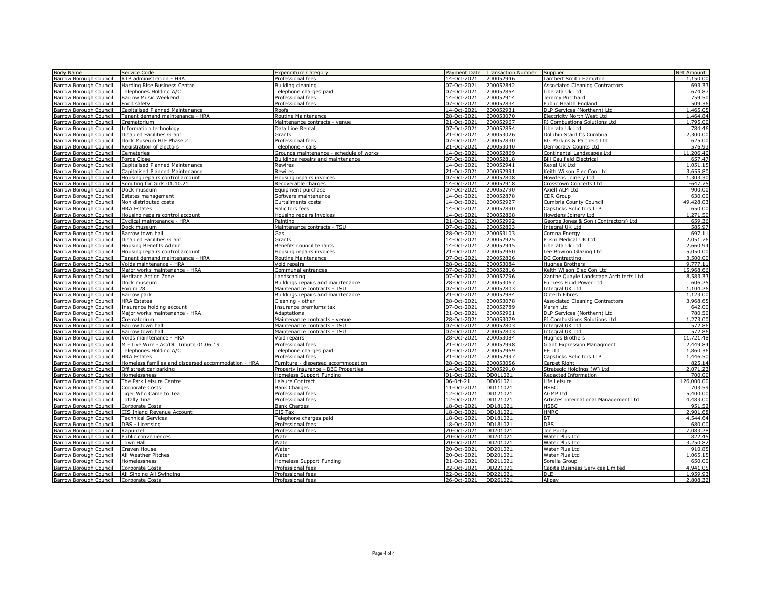| Body Name | Service Code | Expenditure Category | Payment Date | Transaction Number | Supplier | Net Amount |
|---|---|---|---|---|---|---|
| Barrow Borough Council | RTB administration - HRA | Professional fees | 14-Oct-2021 | 200052946 | Lambert Smith Hampton | 1,150.00 |
| Barrow Borough Council | Harding Rise Business Centre | Building cleaning | 07-Oct-2021 | 200052842 | Associated Cleaning Contractors | 693.33 |
| Barrow Borough Council | Telephones Holding A/C | Telephone charges paid | 07-Oct-2021 | 200052854 | Liberata Uk Ltd | 674.87 |
| Barrow Borough Council | Barrow Music Weekend | Professional fees | 14-Oct-2021 | 200052914 | Jeremy Pritchard | 759.50 |
| Barrow Borough Council | Food safety | Professional fees | 07-Oct-2021 | 200052834 | Public Health England | 509.36 |
| Barrow Borough Council | Capitalised Planned Maintenance | Roofs | 14-Oct-2021 | 200052931 | DLP Services (Northern) Ltd | 1,465.05 |
| Barrow Borough Council | Tenant demand maintenance - HRA | Routine Maintenance | 28-Oct-2021 | 200053070 | Electricity North West Ltd | 1,464.84 |
| Barrow Borough Council | Crematorium | Maintenance contracts - venue | 21-Oct-2021 | 200052967 | PJ Combustions Solutions Ltd | 1,795.00 |
| Barrow Borough Council | Information technology | Data Line Rental | 07-Oct-2021 | 200052854 | Liberata Uk Ltd | 784.46 |
| Barrow Borough Council | Disabled Facilities Grant | Grants | 21-Oct-2021 | 200053026 | Dolphin Stairlifts Cumbria | 2,300.00 |
| Barrow Borough Council | Dock Museum HLF Phase 2 | Professional fees | 07-Oct-2021 | 200052830 | RG Parkins & Partners Ltd | 625.00 |
| Barrow Borough Council | Registration of electors | Telephone - calls | 21-Oct-2021 | 200053040 | Democracy Counts Ltd | 576.93 |
| Barrow Borough Council | Cemeteries | Grounds maintenance - schedule of works | 14-Oct-2021 | 200052869 | Continental Landscapes Ltd | 11,206.40 |
| Barrow Borough Council | Forge Close | Buildings repairs and maintenance | 07-Oct-2021 | 200052818 | Bill Caulfield Electrical | 657.47 |
| Barrow Borough Council | Capitalised Planned Maintenance | Rewires | 14-Oct-2021 | 200052941 | Rexel UK Ltd | 1,051.15 |
| Barrow Borough Council | Capitalised Planned Maintenance | Rewires | 21-Oct-2021 | 200052991 | Keith Wilson Elec Con Ltd | 3,655.80 |
| Barrow Borough Council | Housing repairs control account | Housing repairs invoices | 07-Oct-2021 | 200052808 | Howdens Joinery Ltd | 1,303.30 |
| Barrow Borough Council | Scouting for Girls 01.10.21 | Recoverable charges | 14-Oct-2021 | 200052918 | Crosstown Concerts Ltd | -647.75 |
| Barrow Borough Council | Dock museum | Equipment purchase | 07-Oct-2021 | 200052790 | Axiell ALM Ltd | 900.00 |
| Barrow Borough Council | Estates management | Software maintenance | 14-Oct-2021 | 200052878 | CDR Group | 630.00 |
| Barrow Borough Council | Non distributed costs | Curtailments costs | 14-Oct-2021 | 200052927 | Cumbria County Council | 49,428.03 |
| Barrow Borough Council | HRA Estates | Solicitors fees | 14-Oct-2021 | 200052890 | Capsticks Solicitors LLP | 650.00 |
| Barrow Borough Council | Housing repairs control account | Housing repairs invoices | 14-Oct-2021 | 200052868 | Howdens Joinery Ltd | 1,271.50 |
| Barrow Borough Council | Cyclical maintenance - HRA | Painting | 21-Oct-2021 | 200052992 | George Jones & Son (Contractors) Ltd | 659.36 |
| Barrow Borough Council | Dock museum | Maintenance contracts - TSU | 07-Oct-2021 | 200052803 | Integral UK Ltd | 585.97 |
| Barrow Borough Council | Barrow town hall | Gas | 28-Oct-2021 | 200053103 | Corona Energy | 697.11 |
| Barrow Borough Council | Disabled Facilities Grant | Grants | 14-Oct-2021 | 200052925 | Prism Medical UK Ltd | 2,051.76 |
| Barrow Borough Council | Housing Benefits Admin | Benefits council tenants | 14-Oct-2021 | 200052945 | Liberata Uk Ltd | 2,660.94 |
| Barrow Borough Council | Housing repairs control account | Housing repairs invoices | 21-Oct-2021 | 200052960 | Lee Bowron Glazing Ltd | 5,050.00 |
| Barrow Borough Council | Tenant demand maintenance - HRA | Routine Maintenance | 07-Oct-2021 | 200052806 | DC Contracting | 3,500.00 |
| Barrow Borough Council | Voids maintenance - HRA | Void repairs | 28-Oct-2021 | 200053084 | Hughes Brothers | 9,777.11 |
| Barrow Borough Council | Major works maintenance - HRA | Communal entrances | 07-Oct-2021 | 200052816 | Keith Wilson Elec Con Ltd | 15,968.66 |
| Barrow Borough Council | Heritage Action Zone | Landscaping | 07-Oct-2021 | 200052796 | Xanthe Quayle Landscape Architects Ltd | 8,583.33 |
| Barrow Borough Council | Dock museum | Buildings repairs and maintenance | 28-Oct-2021 | 200053067 | Furness Fluid Power Ltd | 606.25 |
| Barrow Borough Council | Forum 28 | Maintenance contracts - TSU | 07-Oct-2021 | 200052803 | Integral UK Ltd | 1,104.26 |
| Barrow Borough Council | Barrow park | Buildings repairs and maintenance | 21-Oct-2021 | 200052984 | Optech Fibres | 1,123.00 |
| Barrow Borough Council | HRA Estates | Cleaning - other | 28-Oct-2021 | 200053078 | Associated Cleaning Contractors | 3,968.65 |
| Barrow Borough Council | Insurance holding account | Insurance premiums tax | 07-Oct-2021 | 200052789 | Marsh Ltd | 642.00 |
| Barrow Borough Council | Major works maintenance - HRA | Adaptations | 21-Oct-2021 | 200052961 | DLP Services (Northern) Ltd | 780.50 |
| Barrow Borough Council | Crematorium | Maintenance contracts - venue | 28-Oct-2021 | 200053079 | PJ Combustions Solutions Ltd | 1,273.00 |
| Barrow Borough Council | Barrow town hall | Maintenance contracts - TSU | 07-Oct-2021 | 200052803 | Integral UK Ltd | 572.86 |
| Barrow Borough Council | Barrow town hall | Maintenance contracts - TSU | 07-Oct-2021 | 200052803 | Integral UK Ltd | 572.86 |
| Barrow Borough Council | Voids maintenance - HRA | Void repairs | 28-Oct-2021 | 200053084 | Hughes Brothers | 11,721.48 |
| Barrow Borough Council | M - Live Wire - AC/DC Tribute 01.06.19 | Professional fees | 21-Oct-2021 | 200052998 | Giant Expression Managment | 2,449.84 |
| Barrow Borough Council | Telephones Holding A/C | Telephone charges paid | 21-Oct-2021 | 200052969 | EE Ltd | 1,860.36 |
| Barrow Borough Council | HRA Estates | Professional fees | 21-Oct-2021 | 200052997 | Capsticks Solicitors LLP | 1,446.50 |
| Barrow Borough Council | Homeless families and dispersed accommodation - HRA | Furniture - dispersed accommodation | 28-Oct-2021 | 200053056 | Carpet Right | 825.14 |
| Barrow Borough Council | Off street car parking | Property insurance - BBC Properties | 14-Oct-2021 | 200052910 | Strategic Holdings (W) Ltd | 2,071.23 |
| Barrow Borough Council | Homelessness | Homeless Support Funding | 01-Oct-2021 | DD011021 | Redacted Information | 700.00 |
| Barrow Borough Council | The Park Leisure Centre | Leisure Contract | 06-Oct-21 | DD061021 | Life Leisure | 126,000.00 |
| Barrow Borough Council | Corporate Costs | Bank Charges | 11-Oct-2021 | DD111021 | HSBC | 703.59 |
| Barrow Borough Council | Tiger Who Came to Tea | Professional fees | 12-Oct-2021 | DD121021 | AGMP Ltd | 5,400.00 |
| Barrow Borough Council | Totally Tina | Professional fees | 12-Oct-2021 | DD121021 | Artistes International Management Ltd | 4,483.00 |
| Barrow Borough Council | Corporate Costs | Bank Charges | 18-Oct-2021 | DD181021 | HSBC | 951.52 |
| Barrow Borough Council | CIS Inland Revenue Account | CIS Tax | 18-Oct-2021 | DD181021 | HMRC | 2,901.68 |
| Barrow Borough Council | Technical Services | Telephone charges paid | 18-Oct-2021 | DD181021 | BT | 4,544.64 |
| Barrow Borough Council | DBS - Licensing | Professional fees | 18-Oct-2021 | DD181021 | DBS | 680.00 |
| Barrow Borough Council | Rapunzel | Professional fees | 20-Oct-2021 | DD201021 | Joe Purdy | 7,083.28 |
| Barrow Borough Council | Public conveniences | Water | 20-Oct-2021 | DD201021 | Water Plus Ltd | 822.45 |
| Barrow Borough Council | Town Hall | Water | 20-Oct-2021 | DD201021 | Water Plus Ltd | 3,250.82 |
| Barrow Borough Council | Craven House | Water | 20-Oct-2021 | DD201021 | Water Plus Ltd | 910.85 |
| Barrow Borough Council | All Weather Pitches | Water | 20-Oct-2021 | DD201021 | Water Plus Ltd | 1,065.15 |
| Barrow Borough Council | Homelessness | Homeless Support Funding | 21-Oct-2021 | DD211021 | Sorella Group | 650.00 |
| Barrow Borough Council | Corporate Costs | Professional fees | 22-Oct-2021 | DD221021 | Capita Business Services Limited | 4,941.05 |
| Barrow Borough Council | All Singing All Swinging | Professional fees | 22-Oct-2021 | DD221021 | DLE | 1,959.93 |
| Barrow Borough Council | Corporate Costs | Professional fees | 26-Oct-2021 | DD261021 | Allpay | 2,808.32 |